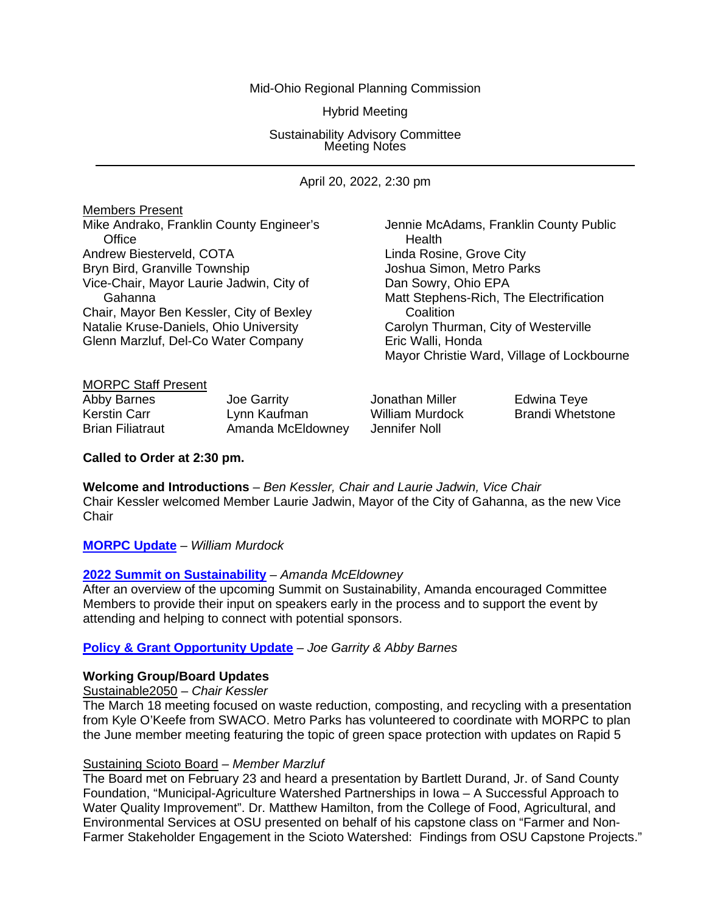Mid-Ohio Regional Planning Commission

Hybrid Meeting

Sustainability Advisory Committee
Meeting Notes

---

April 20, 2022, 2:30 pm

Members Present

Mike Andrako, Franklin County Engineer's Office
Andrew Biesterveld, COTA
Bryn Bird, Granville Township
Vice-Chair, Mayor Laurie Jadwin, City of Gahanna
Chair, Mayor Ben Kessler, City of Bexley
Natalie Kruse-Daniels, Ohio University
Glenn Marzluf, Del-Co Water Company
Jennie McAdams, Franklin County Public Health
Linda Rosine, Grove City
Joshua Simon, Metro Parks
Dan Sowry, Ohio EPA
Matt Stephens-Rich, The Electrification Coalition
Carolyn Thurman, City of Westerville
Eric Walli, Honda
Mayor Christie Ward, Village of Lockbourne

MORPC Staff Present

Abby Barnes
Kerstin Carr
Brian Filiatraut
Joe Garrity
Lynn Kaufman
Amanda McEldowney
Jonathan Miller
William Murdock
Jennifer Noll
Edwina Teye
Brandi Whetstone

**Called to Order at 2:30 pm.**

**Welcome and Introductions** – *Ben Kessler, Chair and Laurie Jadwin, Vice Chair*
Chair Kessler welcomed Member Laurie Jadwin, Mayor of the City of Gahanna, as the new Vice Chair

**MORPC Update** – *William Murdock*

**2022 Summit on Sustainability** – *Amanda McEldowney*
After an overview of the upcoming Summit on Sustainability, Amanda encouraged Committee Members to provide their input on speakers early in the process and to support the event by attending and helping to connect with potential sponsors.

**Policy & Grant Opportunity Update** – *Joe Garrity & Abby Barnes*

**Working Group/Board Updates**

Sustainable2050 – *Chair Kessler*
The March 18 meeting focused on waste reduction, composting, and recycling with a presentation from Kyle O'Keefe from SWACO. Metro Parks has volunteered to coordinate with MORPC to plan the June member meeting featuring the topic of green space protection with updates on Rapid 5

Sustaining Scioto Board – *Member Marzluf*
The Board met on February 23 and heard a presentation by Bartlett Durand, Jr. of Sand County Foundation, "Municipal-Agriculture Watershed Partnerships in Iowa – A Successful Approach to Water Quality Improvement". Dr. Matthew Hamilton, from the College of Food, Agricultural, and Environmental Services at OSU presented on behalf of his capstone class on "Farmer and Non-Farmer Stakeholder Engagement in the Scioto Watershed: Findings from OSU Capstone Projects."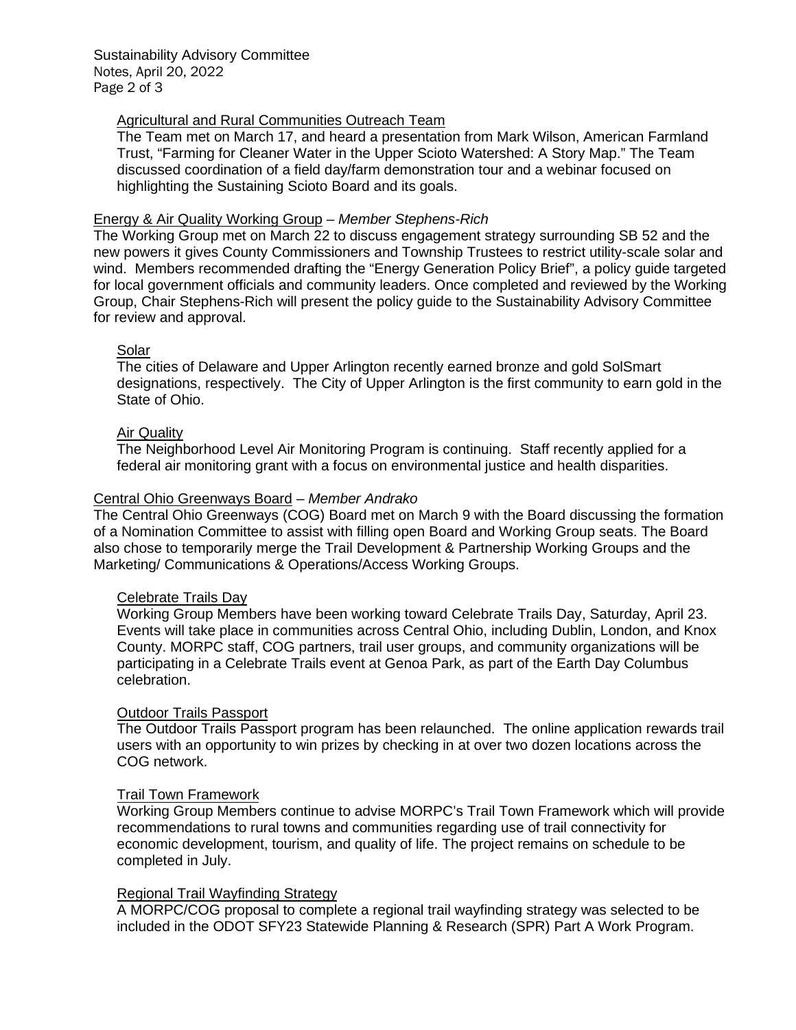### Agricultural and Rural Communities Outreach Team

The Team met on March 17, and heard a presentation from Mark Wilson, American Farmland Trust, "Farming for Cleaner Water in the Upper Scioto Watershed: A Story Map." The Team discussed coordination of a field day/farm demonstration tour and a webinar focused on highlighting the Sustaining Scioto Board and its goals.

## Energy & Air Quality Working Group – *Member Stephens-Rich*

The Working Group met on March 22 to discuss engagement strategy surrounding SB 52 and the new powers it gives County Commissioners and Township Trustees to restrict utility-scale solar and wind. Members recommended drafting the "Energy Generation Policy Brief", a policy guide targeted for local government officials and community leaders. Once completed and reviewed by the Working Group, Chair Stephens-Rich will present the policy guide to the Sustainability Advisory Committee for review and approval.

### Solar

The cities of Delaware and Upper Arlington recently earned bronze and gold SolSmart designations, respectively. The City of Upper Arlington is the first community to earn gold in the State of Ohio.

### Air Quality

The Neighborhood Level Air Monitoring Program is continuing. Staff recently applied for a federal air monitoring grant with a focus on environmental justice and health disparities.

## Central Ohio Greenways Board – *Member Andrako*

The Central Ohio Greenways (COG) Board met on March 9 with the Board discussing the formation of a Nomination Committee to assist with filling open Board and Working Group seats. The Board also chose to temporarily merge the Trail Development & Partnership Working Groups and the Marketing/ Communications & Operations/Access Working Groups.

### Celebrate Trails Day

Working Group Members have been working toward Celebrate Trails Day, Saturday, April 23. Events will take place in communities across Central Ohio, including Dublin, London, and Knox County. MORPC staff, COG partners, trail user groups, and community organizations will be participating in a Celebrate Trails event at Genoa Park, as part of the Earth Day Columbus celebration.

### Outdoor Trails Passport

The Outdoor Trails Passport program has been relaunched. The online application rewards trail users with an opportunity to win prizes by checking in at over two dozen locations across the COG network.

### Trail Town Framework

Working Group Members continue to advise MORPC's Trail Town Framework which will provide recommendations to rural towns and communities regarding use of trail connectivity for economic development, tourism, and quality of life. The project remains on schedule to be completed in July.

### Regional Trail Wayfinding Strategy

A MORPC/COG proposal to complete a regional trail wayfinding strategy was selected to be included in the ODOT SFY23 Statewide Planning & Research (SPR) Part A Work Program.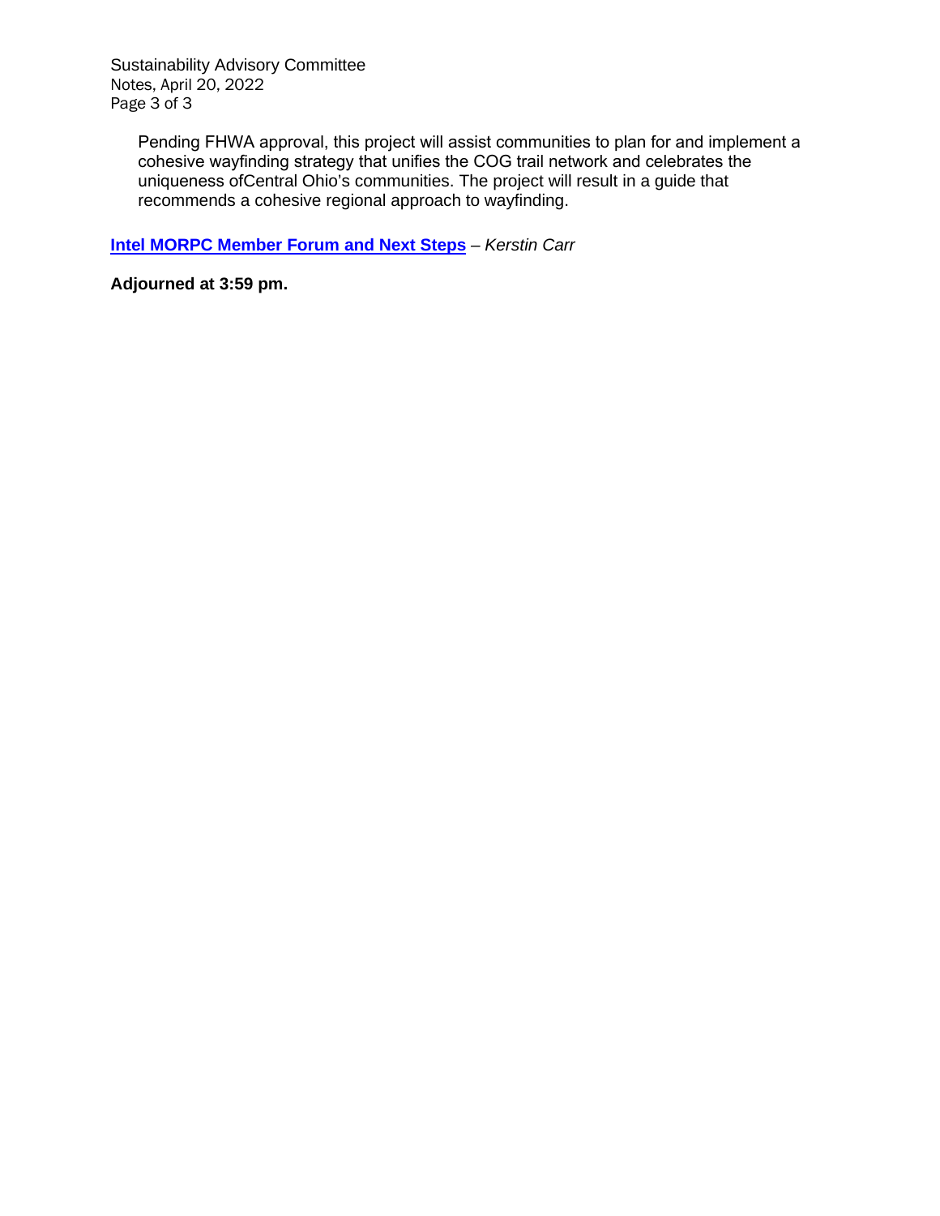Pending FHWA approval, this project will assist communities to plan for and implement a cohesive wayfinding strategy that unifies the COG trail network and celebrates the uniqueness ofCentral Ohio's communities. The project will result in a guide that recommends a cohesive regional approach to wayfinding.

**Intel MORPC Member Forum and Next Steps** – *Kerstin Carr*

**Adjourned at 3:59 pm.**